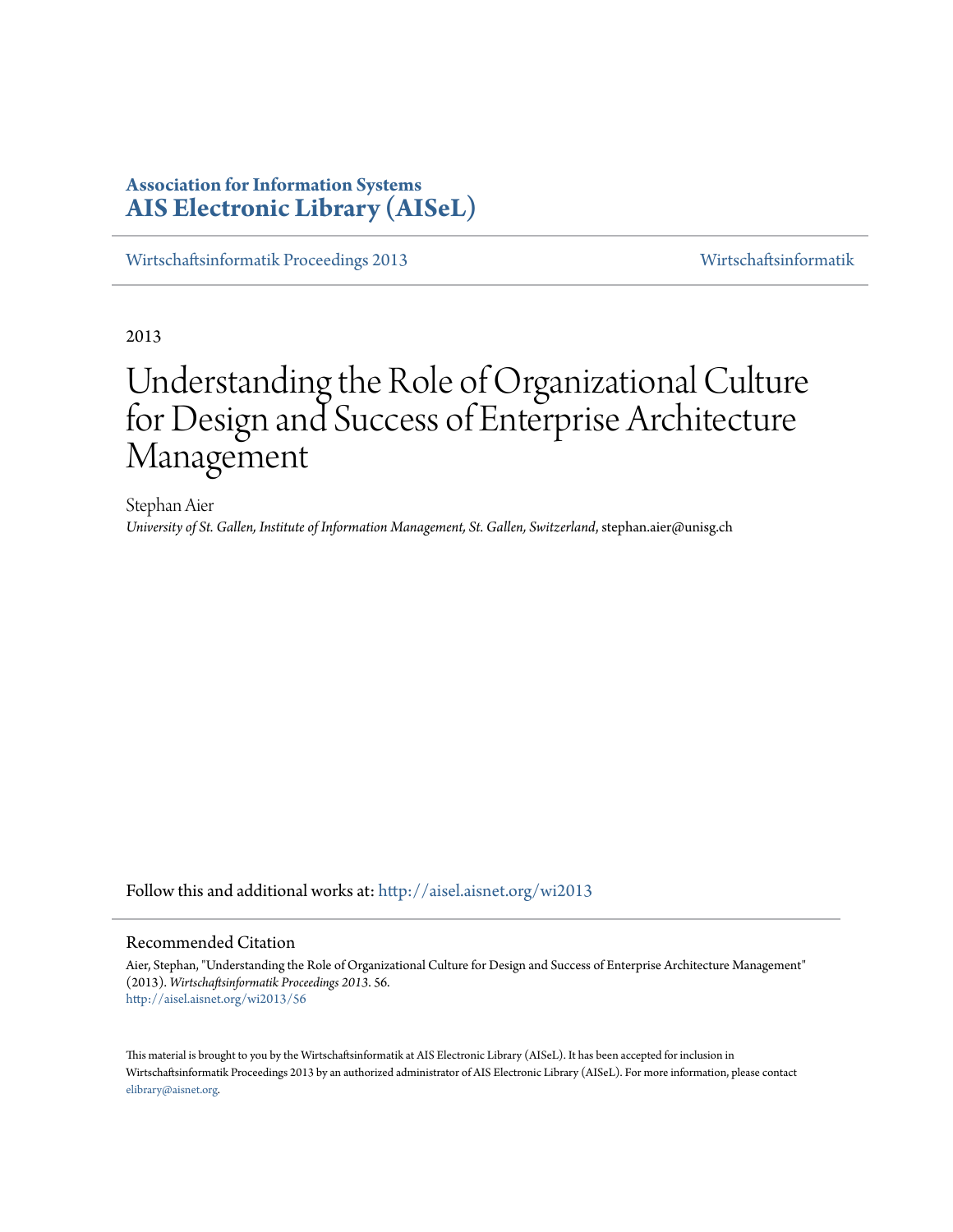**Association for Information Systems**
**AIS Electronic Library (AISeL)**

Wirtschaftsinformatik Proceedings 2013 | Wirtschaftsinformatik

2013

# Understanding the Role of Organizational Culture for Design and Success of Enterprise Architecture Management

Stephan Aier
*University of St. Gallen, Institute of Information Management, St. Gallen, Switzerland*, stephan.aier@unisg.ch

Follow this and additional works at: http://aisel.aisnet.org/wi2013

## Recommended Citation

Aier, Stephan, "Understanding the Role of Organizational Culture for Design and Success of Enterprise Architecture Management" (2013). *Wirtschaftsinformatik Proceedings 2013*. 56.
http://aisel.aisnet.org/wi2013/56

This material is brought to you by the Wirtschaftsinformatik at AIS Electronic Library (AISeL). It has been accepted for inclusion in Wirtschaftsinformatik Proceedings 2013 by an authorized administrator of AIS Electronic Library (AISeL). For more information, please contact elibrary@aisnet.org.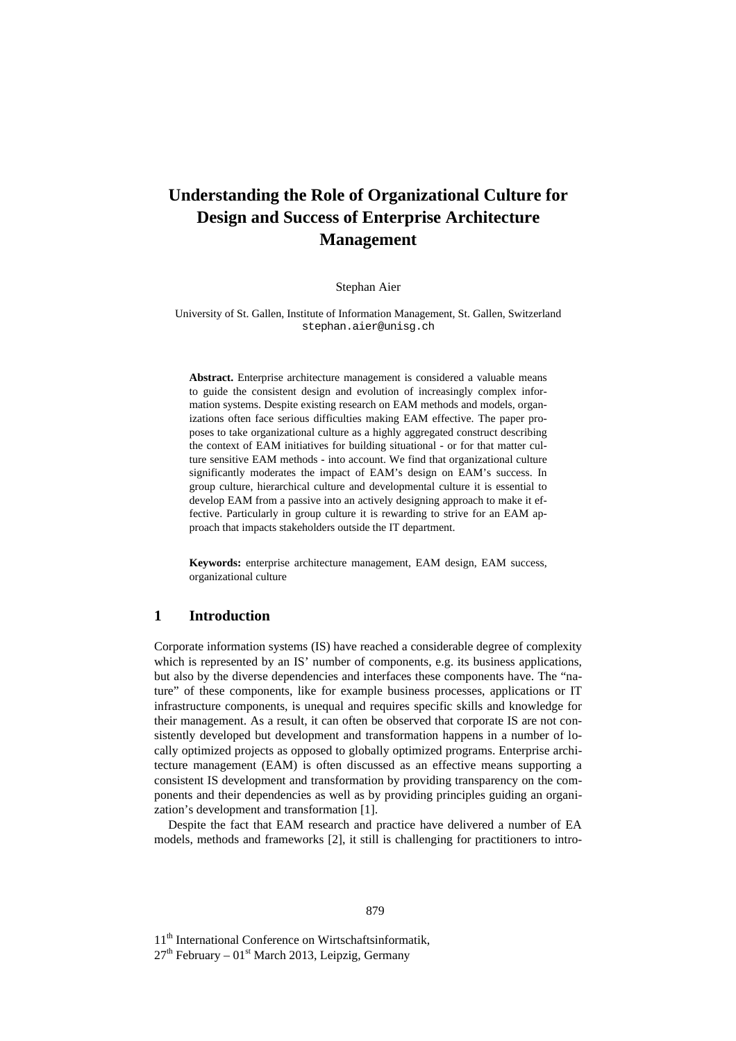# Understanding the Role of Organizational Culture for Design and Success of Enterprise Architecture Management

Stephan Aier

University of St. Gallen, Institute of Information Management, St. Gallen, Switzerland
stephan.aier@unisg.ch

**Abstract.** Enterprise architecture management is considered a valuable means to guide the consistent design and evolution of increasingly complex information systems. Despite existing research on EAM methods and models, organizations often face serious difficulties making EAM effective. The paper proposes to take organizational culture as a highly aggregated construct describing the context of EAM initiatives for building situational - or for that matter culture sensitive EAM methods - into account. We find that organizational culture significantly moderates the impact of EAM's design on EAM's success. In group culture, hierarchical culture and developmental culture it is essential to develop EAM from a passive into an actively designing approach to make it effective. Particularly in group culture it is rewarding to strive for an EAM approach that impacts stakeholders outside the IT department.

**Keywords:** enterprise architecture management, EAM design, EAM success, organizational culture

## 1 Introduction

Corporate information systems (IS) have reached a considerable degree of complexity which is represented by an IS' number of components, e.g. its business applications, but also by the diverse dependencies and interfaces these components have. The "nature" of these components, like for example business processes, applications or IT infrastructure components, is unequal and requires specific skills and knowledge for their management. As a result, it can often be observed that corporate IS are not consistently developed but development and transformation happens in a number of locally optimized projects as opposed to globally optimized programs. Enterprise architecture management (EAM) is often discussed as an effective means supporting a consistent IS development and transformation by providing transparency on the components and their dependencies as well as by providing principles guiding an organization's development and transformation [1].

Despite the fact that EAM research and practice have delivered a number of EA models, methods and frameworks [2], it still is challenging for practitioners to intro-

11th International Conference on Wirtschaftsinformatik,
27th February – 01st March 2013, Leipzig, Germany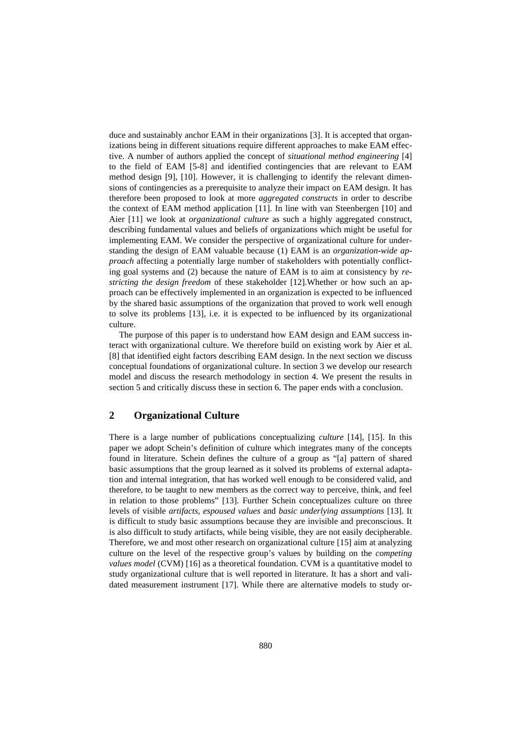duce and sustainably anchor EAM in their organizations [3]. It is accepted that organizations being in different situations require different approaches to make EAM effective. A number of authors applied the concept of *situational method engineering* [4] to the field of EAM [5-8] and identified contingencies that are relevant to EAM method design [9], [10]. However, it is challenging to identify the relevant dimensions of contingencies as a prerequisite to analyze their impact on EAM design. It has therefore been proposed to look at more *aggregated constructs* in order to describe the context of EAM method application [11]. In line with van Steenbergen [10] and Aier [11] we look at *organizational culture* as such a highly aggregated construct, describing fundamental values and beliefs of organizations which might be useful for implementing EAM. We consider the perspective of organizational culture for understanding the design of EAM valuable because (1) EAM is an *organization-wide approach* affecting a potentially large number of stakeholders with potentially conflicting goal systems and (2) because the nature of EAM is to aim at consistency by *restricting the design freedom* of these stakeholder [12].Whether or how such an approach can be effectively implemented in an organization is expected to be influenced by the shared basic assumptions of the organization that proved to work well enough to solve its problems [13], i.e. it is expected to be influenced by its organizational culture.

The purpose of this paper is to understand how EAM design and EAM success interact with organizational culture. We therefore build on existing work by Aier et al. [8] that identified eight factors describing EAM design. In the next section we discuss conceptual foundations of organizational culture. In section 3 we develop our research model and discuss the research methodology in section 4. We present the results in section 5 and critically discuss these in section 6. The paper ends with a conclusion.

## 2 Organizational Culture

There is a large number of publications conceptualizing *culture* [14], [15]. In this paper we adopt Schein's definition of culture which integrates many of the concepts found in literature. Schein defines the culture of a group as "[a] pattern of shared basic assumptions that the group learned as it solved its problems of external adaptation and internal integration, that has worked well enough to be considered valid, and therefore, to be taught to new members as the correct way to perceive, think, and feel in relation to those problems" [13]. Further Schein conceptualizes culture on three levels of visible *artifacts*, *espoused values* and *basic underlying assumptions* [13]. It is difficult to study basic assumptions because they are invisible and preconscious. It is also difficult to study artifacts, while being visible, they are not easily decipherable. Therefore, we and most other research on organizational culture [15] aim at analyzing culture on the level of the respective group's values by building on the *competing values model* (CVM) [16] as a theoretical foundation. CVM is a quantitative model to study organizational culture that is well reported in literature. It has a short and validated measurement instrument [17]. While there are alternative models to study or-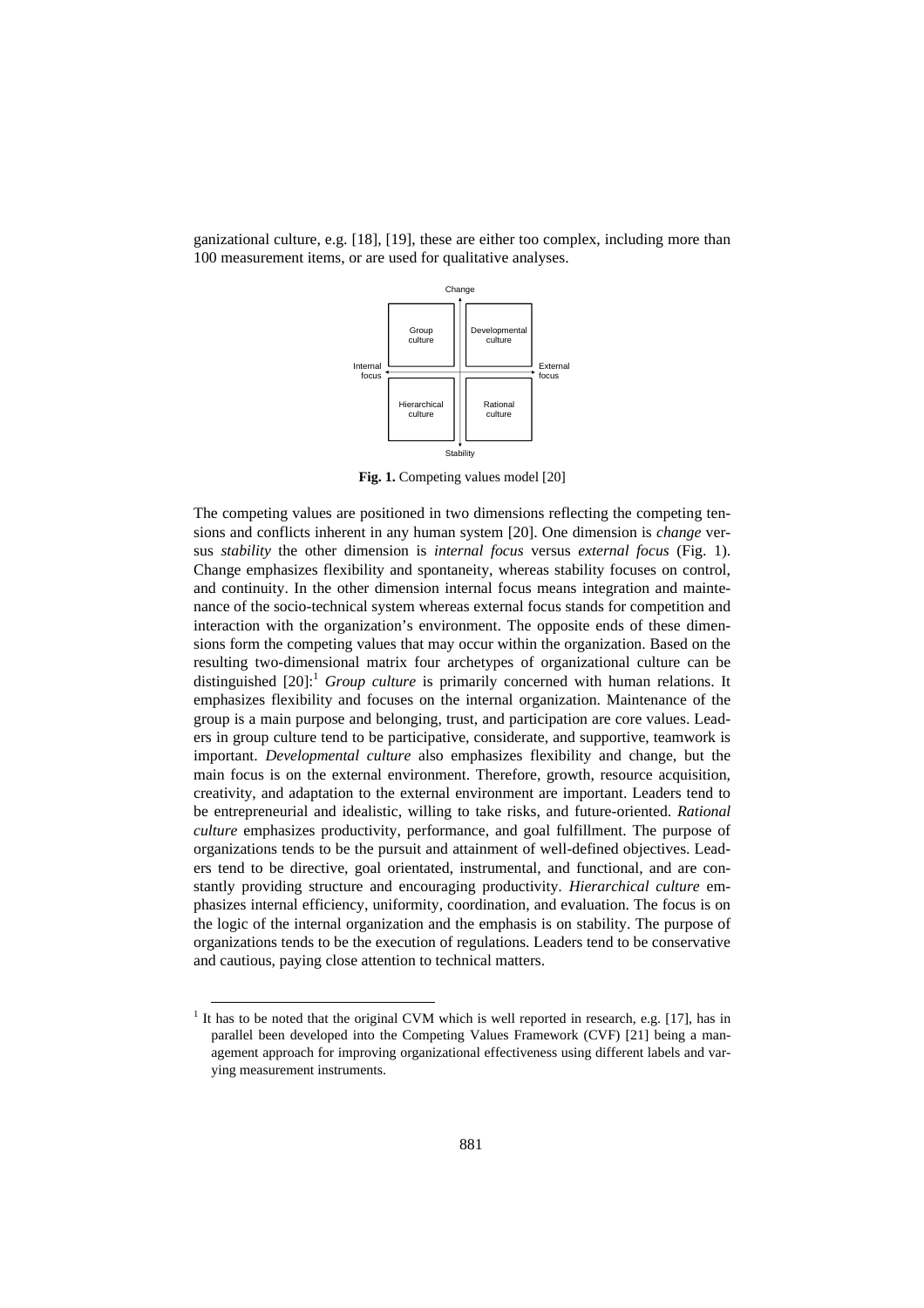ganizational culture, e.g. [18], [19], these are either too complex, including more than 100 measurement items, or are used for qualitative analyses.

**Fig. 1.** Competing values model [20]

The competing values are positioned in two dimensions reflecting the competing tensions and conflicts inherent in any human system [20]. One dimension is *change* versus *stability* the other dimension is *internal focus* versus *external focus* (Fig. 1). Change emphasizes flexibility and spontaneity, whereas stability focuses on control, and continuity. In the other dimension internal focus means integration and maintenance of the socio-technical system whereas external focus stands for competition and interaction with the organization's environment. The opposite ends of these dimensions form the competing values that may occur within the organization. Based on the resulting two-dimensional matrix four archetypes of organizational culture can be distinguished [20]:[1] *Group culture* is primarily concerned with human relations. It emphasizes flexibility and focuses on the internal organization. Maintenance of the group is a main purpose and belonging, trust, and participation are core values. Leaders in group culture tend to be participative, considerate, and supportive, teamwork is important. *Developmental culture* also emphasizes flexibility and change, but the main focus is on the external environment. Therefore, growth, resource acquisition, creativity, and adaptation to the external environment are important. Leaders tend to be entrepreneurial and idealistic, willing to take risks, and future-oriented. *Rational culture* emphasizes productivity, performance, and goal fulfillment. The purpose of organizations tends to be the pursuit and attainment of well-defined objectives. Leaders tend to be directive, goal orientated, instrumental, and functional, and are constantly providing structure and encouraging productivity. *Hierarchical culture* emphasizes internal efficiency, uniformity, coordination, and evaluation. The focus is on the logic of the internal organization and the emphasis is on stability. The purpose of organizations tends to be the execution of regulations. Leaders tend to be conservative and cautious, paying close attention to technical matters.

[1] It has to be noted that the original CVM which is well reported in research, e.g. [17], has in parallel been developed into the Competing Values Framework (CVF) [21] being a management approach for improving organizational effectiveness using different labels and varying measurement instruments.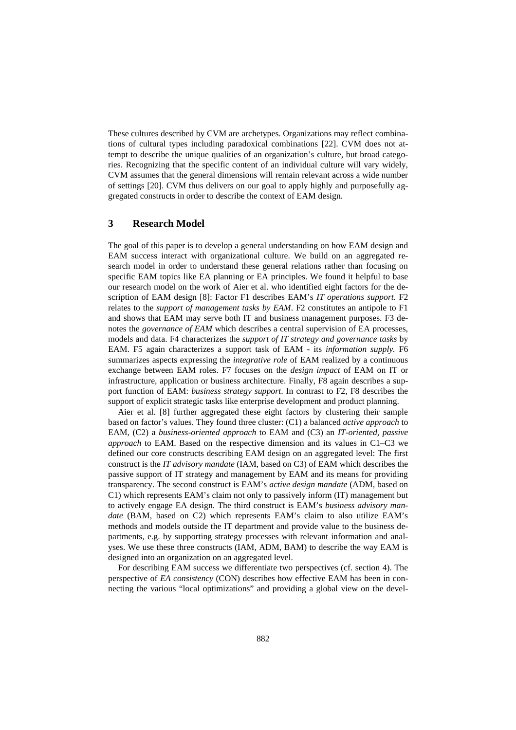These cultures described by CVM are archetypes. Organizations may reflect combinations of cultural types including paradoxical combinations [22]. CVM does not attempt to describe the unique qualities of an organization's culture, but broad categories. Recognizing that the specific content of an individual culture will vary widely, CVM assumes that the general dimensions will remain relevant across a wide number of settings [20]. CVM thus delivers on our goal to apply highly and purposefully aggregated constructs in order to describe the context of EAM design.

## 3 Research Model

The goal of this paper is to develop a general understanding on how EAM design and EAM success interact with organizational culture. We build on an aggregated research model in order to understand these general relations rather than focusing on specific EAM topics like EA planning or EA principles. We found it helpful to base our research model on the work of Aier et al. who identified eight factors for the description of EAM design [8]: Factor F1 describes EAM's *IT operations support*. F2 relates to the *support of management tasks by EAM*. F2 constitutes an antipole to F1 and shows that EAM may serve both IT and business management purposes. F3 denotes the *governance of EAM* which describes a central supervision of EA processes, models and data. F4 characterizes the *support of IT strategy and governance tasks* by EAM. F5 again characterizes a support task of EAM - its *information supply.* F6 summarizes aspects expressing the *integrative role* of EAM realized by a continuous exchange between EAM roles. F7 focuses on the *design impact* of EAM on IT or infrastructure, application or business architecture. Finally, F8 again describes a support function of EAM: *business strategy support*. In contrast to F2, F8 describes the support of explicit strategic tasks like enterprise development and product planning.

Aier et al. [8] further aggregated these eight factors by clustering their sample based on factor's values. They found three cluster: (C1) a balanced *active approach* to EAM, (C2) a *business-oriented approach* to EAM and (C3) an *IT-oriented, passive approach* to EAM. Based on the respective dimension and its values in C1–C3 we defined our core constructs describing EAM design on an aggregated level: The first construct is the *IT advisory mandate* (IAM, based on C3) of EAM which describes the passive support of IT strategy and management by EAM and its means for providing transparency. The second construct is EAM's *active design mandate* (ADM, based on C1) which represents EAM's claim not only to passively inform (IT) management but to actively engage EA design. The third construct is EAM's *business advisory mandate* (BAM, based on C2) which represents EAM's claim to also utilize EAM's methods and models outside the IT department and provide value to the business departments, e.g. by supporting strategy processes with relevant information and analyses. We use these three constructs (IAM, ADM, BAM) to describe the way EAM is designed into an organization on an aggregated level.

For describing EAM success we differentiate two perspectives (cf. section 4). The perspective of *EA consistency* (CON) describes how effective EAM has been in connecting the various "local optimizations" and providing a global view on the devel-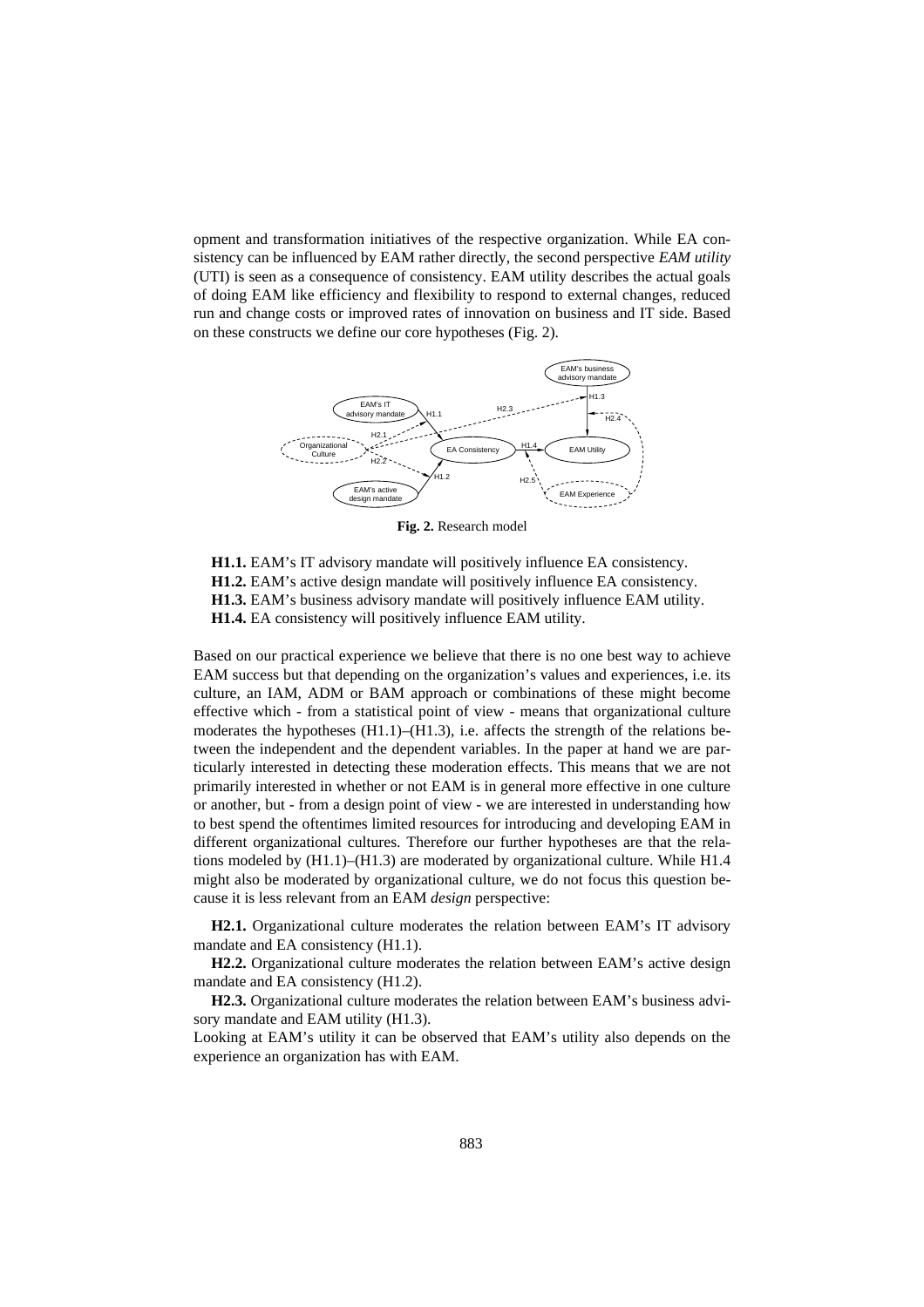opment and transformation initiatives of the respective organization. While EA consistency can be influenced by EAM rather directly, the second perspective *EAM utility* (UTI) is seen as a consequence of consistency. EAM utility describes the actual goals of doing EAM like efficiency and flexibility to respond to external changes, reduced run and change costs or improved rates of innovation on business and IT side. Based on these constructs we define our core hypotheses (Fig. 2).

**Fig. 2.** Research model

**H1.1.** EAM's IT advisory mandate will positively influence EA consistency.
**H1.2.** EAM's active design mandate will positively influence EA consistency.
**H1.3.** EAM's business advisory mandate will positively influence EAM utility.
**H1.4.** EA consistency will positively influence EAM utility.

Based on our practical experience we believe that there is no one best way to achieve EAM success but that depending on the organization's values and experiences, i.e. its culture, an IAM, ADM or BAM approach or combinations of these might become effective which - from a statistical point of view - means that organizational culture moderates the hypotheses (H1.1)–(H1.3), i.e. affects the strength of the relations between the independent and the dependent variables. In the paper at hand we are particularly interested in detecting these moderation effects. This means that we are not primarily interested in whether or not EAM is in general more effective in one culture or another, but - from a design point of view - we are interested in understanding how to best spend the oftentimes limited resources for introducing and developing EAM in different organizational cultures. Therefore our further hypotheses are that the relations modeled by (H1.1)–(H1.3) are moderated by organizational culture. While H1.4 might also be moderated by organizational culture, we do not focus this question because it is less relevant from an EAM *design* perspective:

**H2.1.** Organizational culture moderates the relation between EAM's IT advisory mandate and EA consistency (H1.1).

**H2.2.** Organizational culture moderates the relation between EAM's active design mandate and EA consistency (H1.2).

**H2.3.** Organizational culture moderates the relation between EAM's business advisory mandate and EAM utility (H1.3).

Looking at EAM's utility it can be observed that EAM's utility also depends on the experience an organization has with EAM.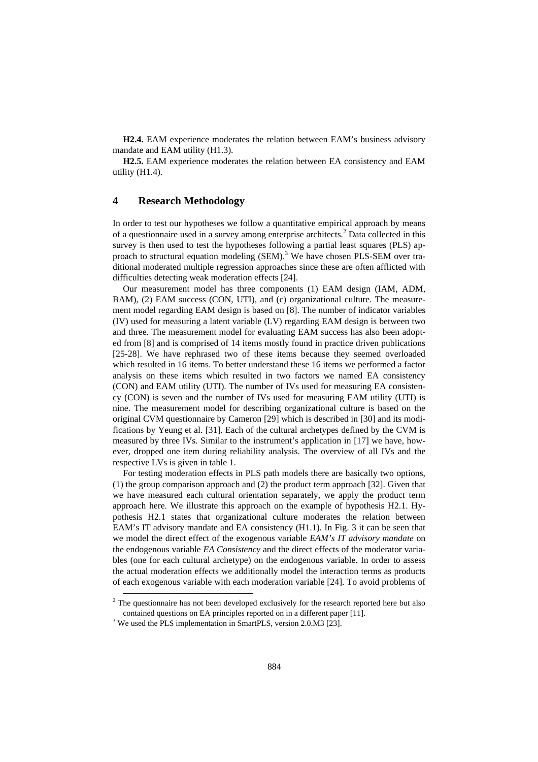**H2.4.** EAM experience moderates the relation between EAM's business advisory mandate and EAM utility (H1.3).

**H2.5.** EAM experience moderates the relation between EA consistency and EAM utility (H1.4).

## 4 Research Methodology

In order to test our hypotheses we follow a quantitative empirical approach by means of a questionnaire used in a survey among enterprise architects.[2] Data collected in this survey is then used to test the hypotheses following a partial least squares (PLS) approach to structural equation modeling (SEM).[3] We have chosen PLS-SEM over traditional moderated multiple regression approaches since these are often afflicted with difficulties detecting weak moderation effects [24].

Our measurement model has three components (1) EAM design (IAM, ADM, BAM), (2) EAM success (CON, UTI), and (c) organizational culture. The measurement model regarding EAM design is based on [8]. The number of indicator variables (IV) used for measuring a latent variable (LV) regarding EAM design is between two and three. The measurement model for evaluating EAM success has also been adopted from [8] and is comprised of 14 items mostly found in practice driven publications [25-28]. We have rephrased two of these items because they seemed overloaded which resulted in 16 items. To better understand these 16 items we performed a factor analysis on these items which resulted in two factors we named EA consistency (CON) and EAM utility (UTI). The number of IVs used for measuring EA consistency (CON) is seven and the number of IVs used for measuring EAM utility (UTI) is nine. The measurement model for describing organizational culture is based on the original CVM questionnaire by Cameron [29] which is described in [30] and its modifications by Yeung et al. [31]. Each of the cultural archetypes defined by the CVM is measured by three IVs. Similar to the instrument's application in [17] we have, however, dropped one item during reliability analysis. The overview of all IVs and the respective LVs is given in table 1.

For testing moderation effects in PLS path models there are basically two options, (1) the group comparison approach and (2) the product term approach [32]. Given that we have measured each cultural orientation separately, we apply the product term approach here. We illustrate this approach on the example of hypothesis H2.1. Hypothesis H2.1 states that organizational culture moderates the relation between EAM's IT advisory mandate and EA consistency (H1.1). In Fig. 3 it can be seen that we model the direct effect of the exogenous variable *EAM's IT advisory mandate* on the endogenous variable *EA Consistency* and the direct effects of the moderator variables (one for each cultural archetype) on the endogenous variable. In order to assess the actual moderation effects we additionally model the interaction terms as products of each exogenous variable with each moderation variable [24]. To avoid problems of

[2] The questionnaire has not been developed exclusively for the research reported here but also contained questions on EA principles reported on in a different paper [11].

[3] We used the PLS implementation in SmartPLS, version 2.0.M3 [23].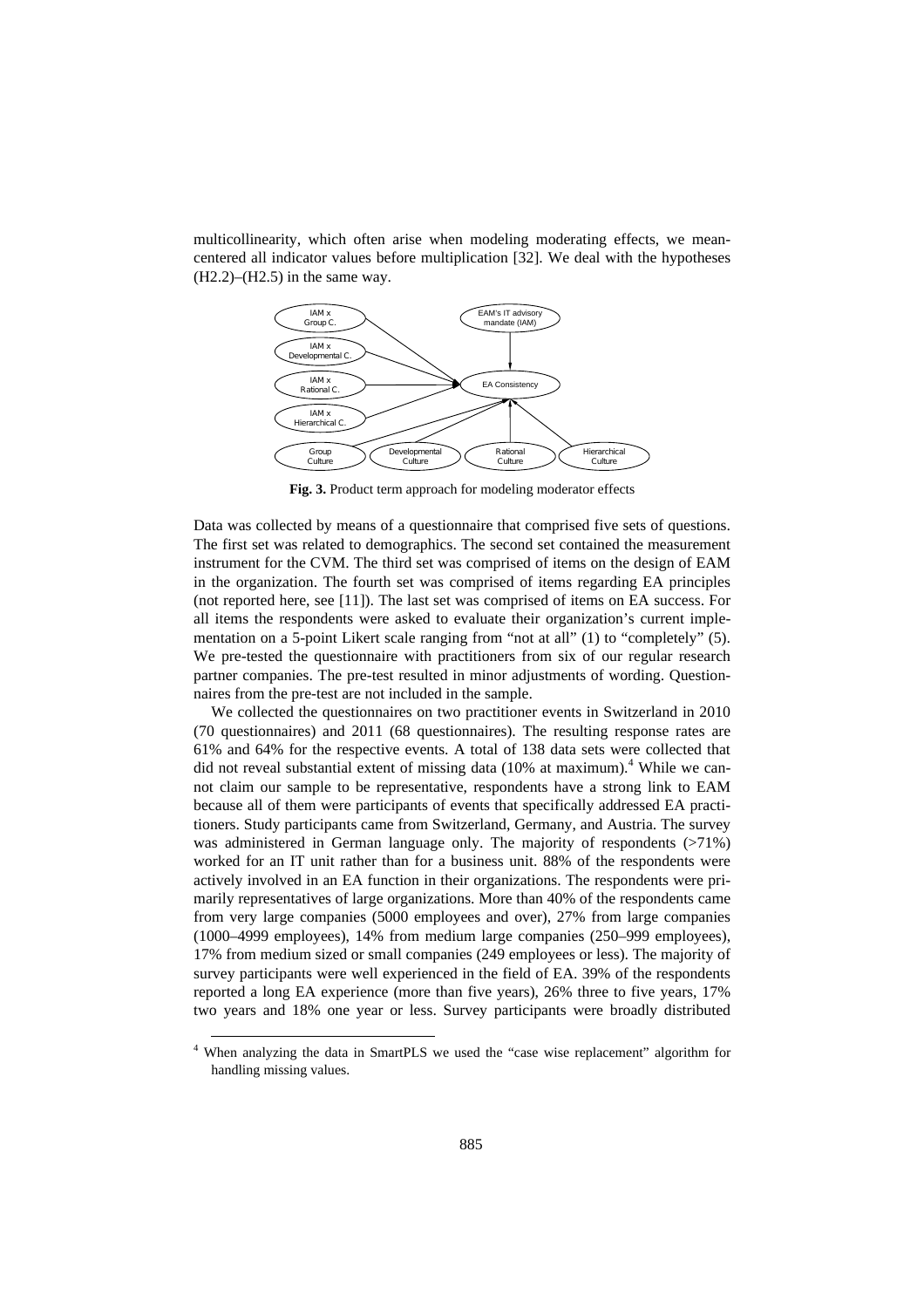multicollinearity, which often arise when modeling moderating effects, we mean-centered all indicator values before multiplication [32]. We deal with the hypotheses (H2.2)–(H2.5) in the same way.

**Fig. 3.** Product term approach for modeling moderator effects

Data was collected by means of a questionnaire that comprised five sets of questions. The first set was related to demographics. The second set contained the measurement instrument for the CVM. The third set was comprised of items on the design of EAM in the organization. The fourth set was comprised of items regarding EA principles (not reported here, see [11]). The last set was comprised of items on EA success. For all items the respondents were asked to evaluate their organization's current implementation on a 5-point Likert scale ranging from "not at all" (1) to "completely" (5). We pre-tested the questionnaire with practitioners from six of our regular research partner companies. The pre-test resulted in minor adjustments of wording. Questionnaires from the pre-test are not included in the sample.

We collected the questionnaires on two practitioner events in Switzerland in 2010 (70 questionnaires) and 2011 (68 questionnaires). The resulting response rates are 61% and 64% for the respective events. A total of 138 data sets were collected that did not reveal substantial extent of missing data (10% at maximum).[4] While we cannot claim our sample to be representative, respondents have a strong link to EAM because all of them were participants of events that specifically addressed EA practitioners. Study participants came from Switzerland, Germany, and Austria. The survey was administered in German language only. The majority of respondents (>71%) worked for an IT unit rather than for a business unit. 88% of the respondents were actively involved in an EA function in their organizations. The respondents were primarily representatives of large organizations. More than 40% of the respondents came from very large companies (5000 employees and over), 27% from large companies (1000–4999 employees), 14% from medium large companies (250–999 employees), 17% from medium sized or small companies (249 employees or less). The majority of survey participants were well experienced in the field of EA. 39% of the respondents reported a long EA experience (more than five years), 26% three to five years, 17% two years and 18% one year or less. Survey participants were broadly distributed

[4] When analyzing the data in SmartPLS we used the "case wise replacement" algorithm for handling missing values.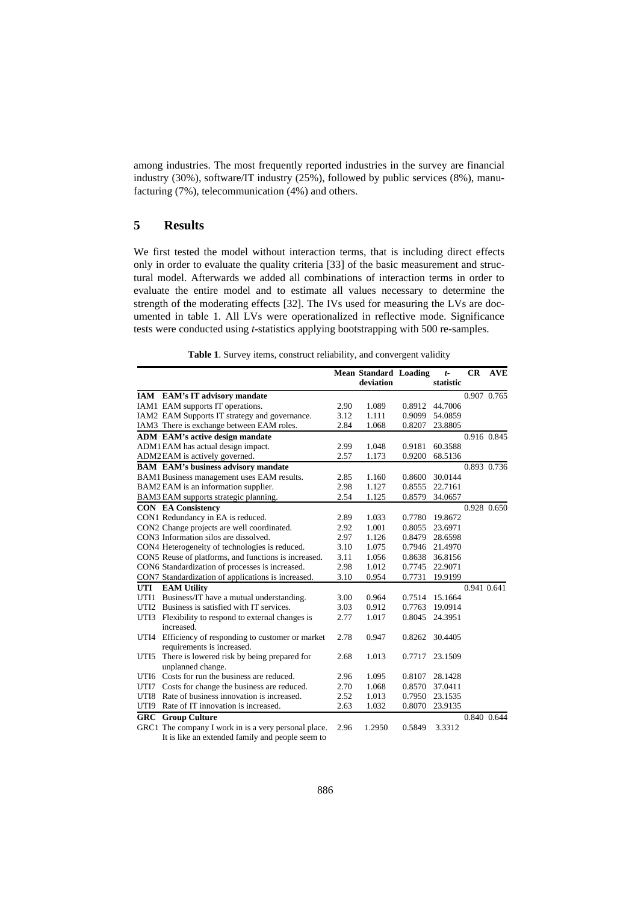among industries. The most frequently reported industries in the survey are financial industry (30%), software/IT industry (25%), followed by public services (8%), manufacturing (7%), telecommunication (4%) and others.

## 5 Results

We first tested the model without interaction terms, that is including direct effects only in order to evaluate the quality criteria [33] of the basic measurement and structural model. Afterwards we added all combinations of interaction terms in order to evaluate the entire model and to estimate all values necessary to determine the strength of the moderating effects [32]. The IVs used for measuring the LVs are documented in table 1. All LVs were operationalized in reflective mode. Significance tests were conducted using *t*-statistics applying bootstrapping with 500 re-samples.

**Table 1**. Survey items, construct reliability, and convergent validity

| | | Mean | Standard deviation | Loading | *t*-statistic | CR | AVE |
|---|---|---|---|---|---|---|---|
| **IAM** | **EAM's IT advisory mandate** | | | | | 0.907 | 0.765 |
| IAM1 | EAM supports IT operations. | 2.90 | 1.089 | 0.8912 | 44.7006 | | |
| IAM2 | EAM Supports IT strategy and governance. | 3.12 | 1.111 | 0.9099 | 54.0859 | | |
| IAM3 | There is exchange between EAM roles. | 2.84 | 1.068 | 0.8207 | 23.8805 | | |
| **ADM** | **EAM's active design mandate** | | | | | 0.916 | 0.845 |
| ADM1 | EAM has actual design impact. | 2.99 | 1.048 | 0.9181 | 60.3588 | | |
| ADM2 | EAM is actively governed. | 2.57 | 1.173 | 0.9200 | 68.5136 | | |
| **BAM** | **EAM's business advisory mandate** | | | | | 0.893 | 0.736 |
| BAM1 | Business management uses EAM results. | 2.85 | 1.160 | 0.8600 | 30.0144 | | |
| BAM2 | EAM is an information supplier. | 2.98 | 1.127 | 0.8555 | 22.7161 | | |
| BAM3 | EAM supports strategic planning. | 2.54 | 1.125 | 0.8579 | 34.0657 | | |
| **CON** | **EA Consistency** | | | | | 0.928 | 0.650 |
| CON1 | Redundancy in EA is reduced. | 2.89 | 1.033 | 0.7780 | 19.8672 | | |
| CON2 | Change projects are well coordinated. | 2.92 | 1.001 | 0.8055 | 23.6971 | | |
| CON3 | Information silos are dissolved. | 2.97 | 1.126 | 0.8479 | 28.6598 | | |
| CON4 | Heterogeneity of technologies is reduced. | 3.10 | 1.075 | 0.7946 | 21.4970 | | |
| CON5 | Reuse of platforms, and functions is increased. | 3.11 | 1.056 | 0.8638 | 36.8156 | | |
| CON6 | Standardization of processes is increased. | 2.98 | 1.012 | 0.7745 | 22.9071 | | |
| CON7 | Standardization of applications is increased. | 3.10 | 0.954 | 0.7731 | 19.9199 | | |
| **UTI** | **EAM Utility** | | | | | 0.941 | 0.641 |
| UTI1 | Business/IT have a mutual understanding. | 3.00 | 0.964 | 0.7514 | 15.1664 | | |
| UTI2 | Business is satisfied with IT services. | 3.03 | 0.912 | 0.7763 | 19.0914 | | |
| UTI3 | Flexibility to respond to external changes is increased. | 2.77 | 1.017 | 0.8045 | 24.3951 | | |
| UTI4 | Efficiency of responding to customer or market requirements is increased. | 2.78 | 0.947 | 0.8262 | 30.4405 | | |
| UTI5 | There is lowered risk by being prepared for unplanned change. | 2.68 | 1.013 | 0.7717 | 23.1509 | | |
| UTI6 | Costs for run the business are reduced. | 2.96 | 1.095 | 0.8107 | 28.1428 | | |
| UTI7 | Costs for change the business are reduced. | 2.70 | 1.068 | 0.8570 | 37.0411 | | |
| UTI8 | Rate of business innovation is increased. | 2.52 | 1.013 | 0.7950 | 23.1535 | | |
| UTI9 | Rate of IT innovation is increased. | 2.63 | 1.032 | 0.8070 | 23.9135 | | |
| **GRC** | **Group Culture** | | | | | 0.840 | 0.644 |
| GRC1 | The company I work in is a very personal place. It is like an extended family and people seem to | 2.96 | 1.2950 | 0.5849 | 3.3312 | | |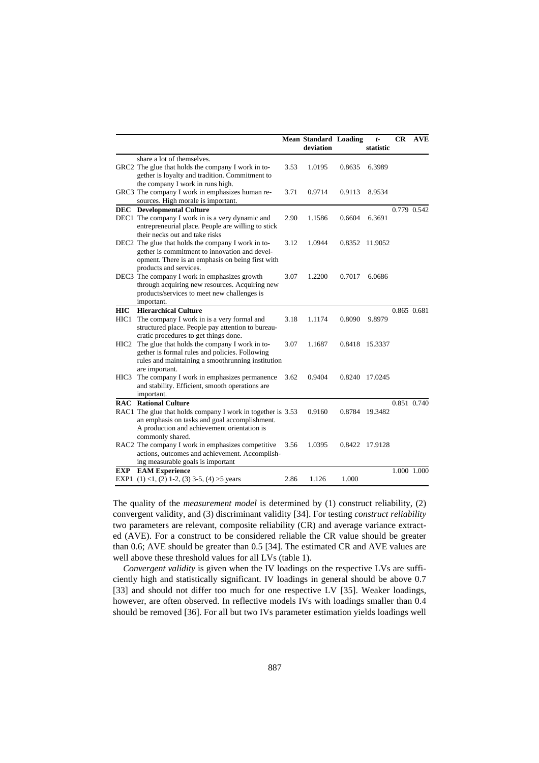| | | Mean | Standard deviation | Loading | t-statistic | CR | AVE |
|---|---|---|---|---|---|---|---|
| | share a lot of themselves. | | | | | | |
| GRC2 | The glue that holds the company I work in together is loyalty and tradition. Commitment to the company I work in runs high. | 3.53 | 1.0195 | 0.8635 | 6.3989 | | |
| GRC3 | The company I work in emphasizes human resources. High morale is important. | 3.71 | 0.9714 | 0.9113 | 8.9534 | | |
| **DEC** | **Developmental Culture** | | | | | 0.779 | 0.542 |
| DEC1 | The company I work in is a very dynamic and entrepreneurial place. People are willing to stick their necks out and take risks | 2.90 | 1.1586 | 0.6604 | 6.3691 | | |
| DEC2 | The glue that holds the company I work in together is commitment to innovation and development. There is an emphasis on being first with products and services. | 3.12 | 1.0944 | 0.8352 | 11.9052 | | |
| DEC3 | The company I work in emphasizes growth through acquiring new resources. Acquiring new products/services to meet new challenges is important. | 3.07 | 1.2200 | 0.7017 | 6.0686 | | |
| **HIC** | **Hierarchical Culture** | | | | | 0.865 | 0.681 |
| HIC1 | The company I work in is a very formal and structured place. People pay attention to bureaucratic procedures to get things done. | 3.18 | 1.1174 | 0.8090 | 9.8979 | | |
| HIC2 | The glue that holds the company I work in together is formal rules and policies. Following rules and maintaining a smoothrunning institution are important. | 3.07 | 1.1687 | 0.8418 | 15.3337 | | |
| HIC3 | The company I work in emphasizes permanence and stability. Efficient, smooth operations are important. | 3.62 | 0.9404 | 0.8240 | 17.0245 | | |
| **RAC** | **Rational Culture** | | | | | 0.851 | 0.740 |
| RAC1 | The glue that holds company I work in together is an emphasis on tasks and goal accomplishment. A production and achievement orientation is commonly shared. | 3.53 | 0.9160 | 0.8784 | 19.3482 | | |
| RAC2 | The company I work in emphasizes competitive actions, outcomes and achievement. Accomplishing measurable goals is important | 3.56 | 1.0395 | 0.8422 | 17.9128 | | |
| **EXP** | **EAM Experience** | | | | | 1.000 | 1.000 |
| EXP1 | (1) <1, (2) 1-2, (3) 3-5, (4) >5 years | 2.86 | 1.126 | 1.000 | | | |

The quality of the *measurement model* is determined by (1) construct reliability, (2) convergent validity, and (3) discriminant validity [34]. For testing *construct reliability* two parameters are relevant, composite reliability (CR) and average variance extracted (AVE). For a construct to be considered reliable the CR value should be greater than 0.6; AVE should be greater than 0.5 [34]. The estimated CR and AVE values are well above these threshold values for all LVs (table 1).

*Convergent validity* is given when the IV loadings on the respective LVs are sufficiently high and statistically significant. IV loadings in general should be above 0.7 [33] and should not differ too much for one respective LV [35]. Weaker loadings, however, are often observed. In reflective models IVs with loadings smaller than 0.4 should be removed [36]. For all but two IVs parameter estimation yields loadings well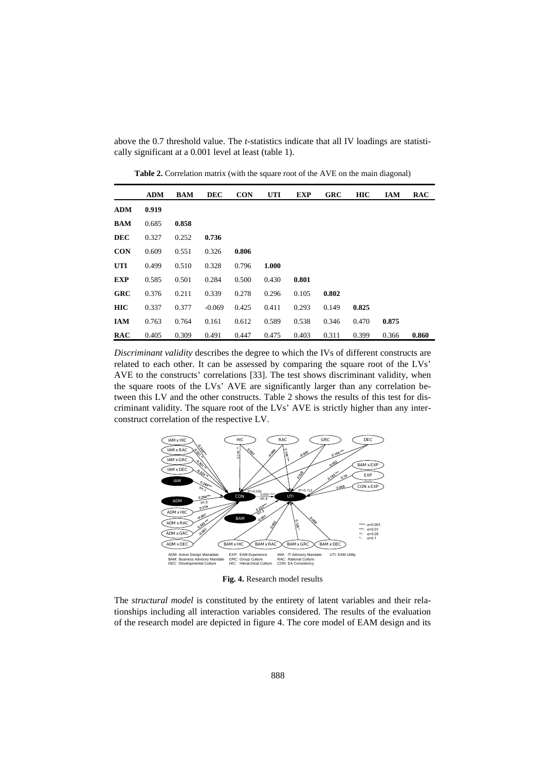above the 0.7 threshold value. The *t*-statistics indicate that all IV loadings are statistically significant at a 0.001 level at least (table 1).

**Table 2.** Correlation matrix (with the square root of the AVE on the main diagonal)

| | ADM | BAM | DEC | CON | UTI | EXP | GRC | HIC | IAM | RAC |
|---|---|---|---|---|---|---|---|---|---|---|
| **ADM** | **0.919** | | | | | | | | | |
| **BAM** | 0.685 | **0.858** | | | | | | | | |
| **DEC** | 0.327 | 0.252 | **0.736** | | | | | | | |
| **CON** | 0.609 | 0.551 | 0.326 | **0.806** | | | | | | |
| **UTI** | 0.499 | 0.510 | 0.328 | 0.796 | **1.000** | | | | | |
| **EXP** | 0.585 | 0.501 | 0.284 | 0.500 | 0.430 | **0.801** | | | | |
| **GRC** | 0.376 | 0.211 | 0.339 | 0.278 | 0.296 | 0.105 | **0.802** | | | |
| **HIC** | 0.337 | 0.377 | -0.069 | 0.425 | 0.411 | 0.293 | 0.149 | **0.825** | | |
| **IAM** | 0.763 | 0.764 | 0.161 | 0.612 | 0.589 | 0.538 | 0.346 | 0.470 | **0.875** | |
| **RAC** | 0.405 | 0.309 | 0.491 | 0.447 | 0.475 | 0.403 | 0.311 | 0.399 | 0.366 | **0.860** |

*Discriminant validity* describes the degree to which the IVs of different constructs are related to each other. It can be assessed by comparing the square root of the LVs' AVE to the constructs' correlations [33]. The test shows discriminant validity, when the square roots of the LVs' AVE are significantly larger than any correlation between this LV and the other constructs. Table 2 shows the results of this test for discriminant validity. The square root of the LVs' AVE is strictly higher than any inter-construct correlation of the respective LV.

**Fig. 4.** Research model results

The *structural model* is constituted by the entirety of latent variables and their relationships including all interaction variables considered. The results of the evaluation of the research model are depicted in figure 4. The core model of EAM design and its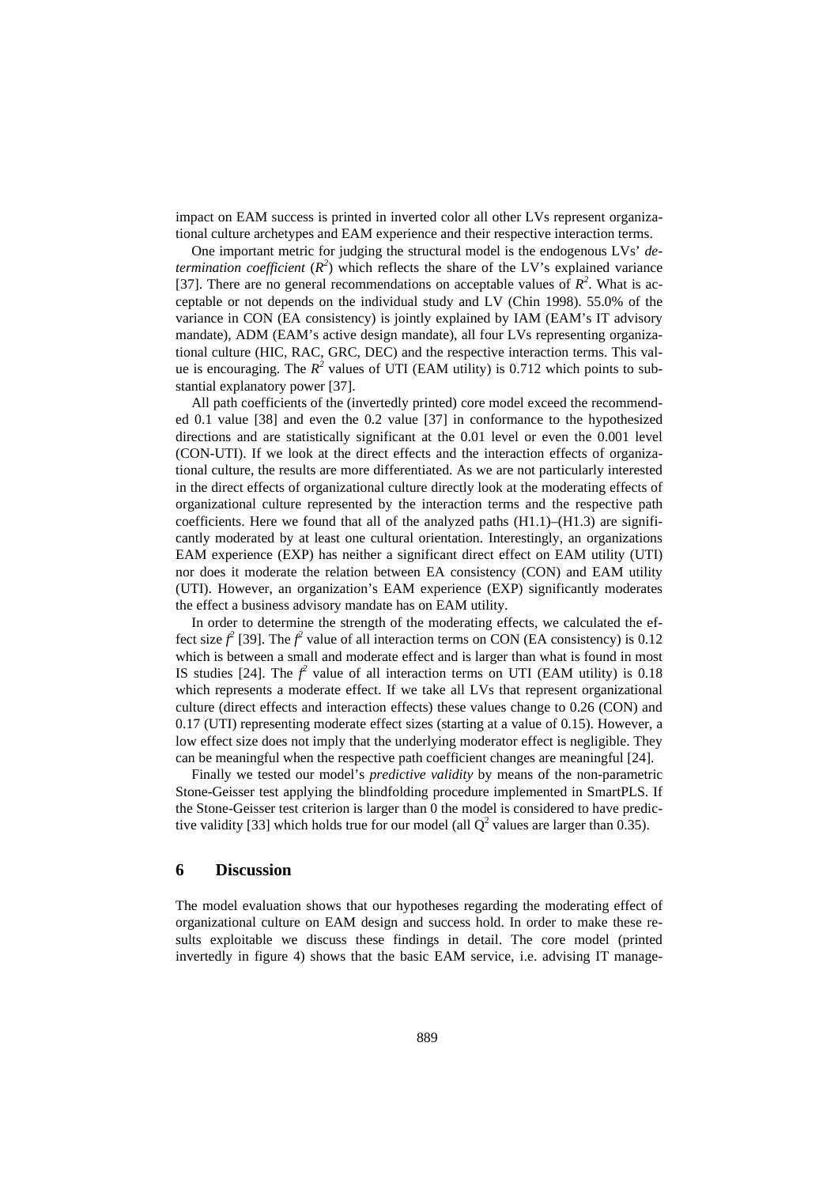impact on EAM success is printed in inverted color all other LVs represent organizational culture archetypes and EAM experience and their respective interaction terms.

One important metric for judging the structural model is the endogenous LVs' *determination coefficient* ($R^2$) which reflects the share of the LV's explained variance [37]. There are no general recommendations on acceptable values of $R^2$. What is acceptable or not depends on the individual study and LV (Chin 1998). 55.0% of the variance in CON (EA consistency) is jointly explained by IAM (EAM's IT advisory mandate), ADM (EAM's active design mandate), all four LVs representing organizational culture (HIC, RAC, GRC, DEC) and the respective interaction terms. This value is encouraging. The $R^2$ values of UTI (EAM utility) is 0.712 which points to substantial explanatory power [37].

All path coefficients of the (invertedly printed) core model exceed the recommended 0.1 value [38] and even the 0.2 value [37] in conformance to the hypothesized directions and are statistically significant at the 0.01 level or even the 0.001 level (CON-UTI). If we look at the direct effects and the interaction effects of organizational culture, the results are more differentiated. As we are not particularly interested in the direct effects of organizational culture directly look at the moderating effects of organizational culture represented by the interaction terms and the respective path coefficients. Here we found that all of the analyzed paths (H1.1)–(H1.3) are significantly moderated by at least one cultural orientation. Interestingly, an organizations EAM experience (EXP) has neither a significant direct effect on EAM utility (UTI) nor does it moderate the relation between EA consistency (CON) and EAM utility (UTI). However, an organization's EAM experience (EXP) significantly moderates the effect a business advisory mandate has on EAM utility.

In order to determine the strength of the moderating effects, we calculated the effect size $f^2$ [39]. The $f^2$ value of all interaction terms on CON (EA consistency) is 0.12 which is between a small and moderate effect and is larger than what is found in most IS studies [24]. The $f^2$ value of all interaction terms on UTI (EAM utility) is 0.18 which represents a moderate effect. If we take all LVs that represent organizational culture (direct effects and interaction effects) these values change to 0.26 (CON) and 0.17 (UTI) representing moderate effect sizes (starting at a value of 0.15). However, a low effect size does not imply that the underlying moderator effect is negligible. They can be meaningful when the respective path coefficient changes are meaningful [24].

Finally we tested our model's *predictive validity* by means of the non-parametric Stone-Geisser test applying the blindfolding procedure implemented in SmartPLS. If the Stone-Geisser test criterion is larger than 0 the model is considered to have predictive validity [33] which holds true for our model (all $Q^2$ values are larger than 0.35).

## 6 Discussion

The model evaluation shows that our hypotheses regarding the moderating effect of organizational culture on EAM design and success hold. In order to make these results exploitable we discuss these findings in detail. The core model (printed invertedly in figure 4) shows that the basic EAM service, i.e. advising IT manage-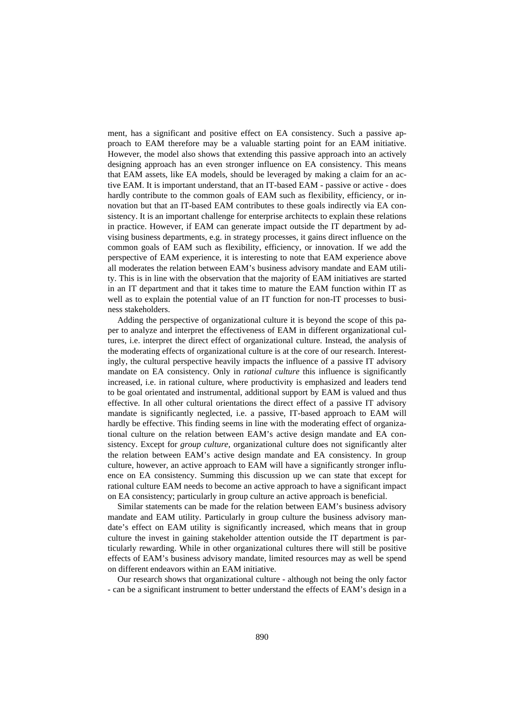ment, has a significant and positive effect on EA consistency. Such a passive approach to EAM therefore may be a valuable starting point for an EAM initiative. However, the model also shows that extending this passive approach into an actively designing approach has an even stronger influence on EA consistency. This means that EAM assets, like EA models, should be leveraged by making a claim for an active EAM. It is important understand, that an IT-based EAM - passive or active - does hardly contribute to the common goals of EAM such as flexibility, efficiency, or innovation but that an IT-based EAM contributes to these goals indirectly via EA consistency. It is an important challenge for enterprise architects to explain these relations in practice. However, if EAM can generate impact outside the IT department by advising business departments, e.g. in strategy processes, it gains direct influence on the common goals of EAM such as flexibility, efficiency, or innovation. If we add the perspective of EAM experience, it is interesting to note that EAM experience above all moderates the relation between EAM's business advisory mandate and EAM utility. This is in line with the observation that the majority of EAM initiatives are started in an IT department and that it takes time to mature the EAM function within IT as well as to explain the potential value of an IT function for non-IT processes to business stakeholders.

Adding the perspective of organizational culture it is beyond the scope of this paper to analyze and interpret the effectiveness of EAM in different organizational cultures, i.e. interpret the direct effect of organizational culture. Instead, the analysis of the moderating effects of organizational culture is at the core of our research. Interestingly, the cultural perspective heavily impacts the influence of a passive IT advisory mandate on EA consistency. Only in *rational culture* this influence is significantly increased, i.e. in rational culture, where productivity is emphasized and leaders tend to be goal orientated and instrumental, additional support by EAM is valued and thus effective. In all other cultural orientations the direct effect of a passive IT advisory mandate is significantly neglected, i.e. a passive, IT-based approach to EAM will hardly be effective. This finding seems in line with the moderating effect of organizational culture on the relation between EAM's active design mandate and EA consistency. Except for *group culture*, organizational culture does not significantly alter the relation between EAM's active design mandate and EA consistency. In group culture, however, an active approach to EAM will have a significantly stronger influence on EA consistency. Summing this discussion up we can state that except for rational culture EAM needs to become an active approach to have a significant impact on EA consistency; particularly in group culture an active approach is beneficial.

Similar statements can be made for the relation between EAM's business advisory mandate and EAM utility. Particularly in group culture the business advisory mandate's effect on EAM utility is significantly increased, which means that in group culture the invest in gaining stakeholder attention outside the IT department is particularly rewarding. While in other organizational cultures there will still be positive effects of EAM's business advisory mandate, limited resources may as well be spend on different endeavors within an EAM initiative.

Our research shows that organizational culture - although not being the only factor - can be a significant instrument to better understand the effects of EAM's design in a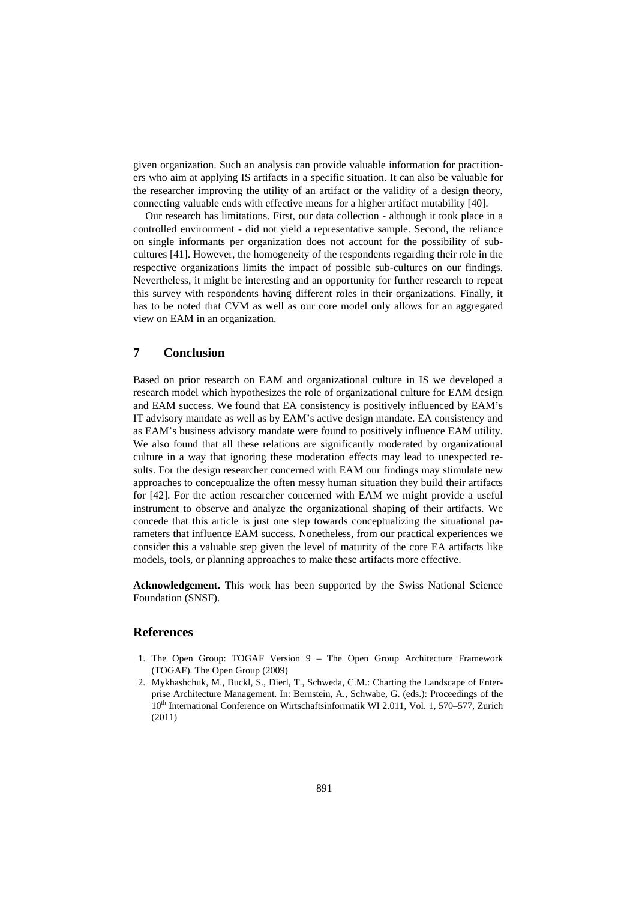given organization. Such an analysis can provide valuable information for practitioners who aim at applying IS artifacts in a specific situation. It can also be valuable for the researcher improving the utility of an artifact or the validity of a design theory, connecting valuable ends with effective means for a higher artifact mutability [40].

Our research has limitations. First, our data collection - although it took place in a controlled environment - did not yield a representative sample. Second, the reliance on single informants per organization does not account for the possibility of sub-cultures [41]. However, the homogeneity of the respondents regarding their role in the respective organizations limits the impact of possible sub-cultures on our findings. Nevertheless, it might be interesting and an opportunity for further research to repeat this survey with respondents having different roles in their organizations. Finally, it has to be noted that CVM as well as our core model only allows for an aggregated view on EAM in an organization.

## 7 Conclusion

Based on prior research on EAM and organizational culture in IS we developed a research model which hypothesizes the role of organizational culture for EAM design and EAM success. We found that EA consistency is positively influenced by EAM's IT advisory mandate as well as by EAM's active design mandate. EA consistency and as EAM's business advisory mandate were found to positively influence EAM utility. We also found that all these relations are significantly moderated by organizational culture in a way that ignoring these moderation effects may lead to unexpected results. For the design researcher concerned with EAM our findings may stimulate new approaches to conceptualize the often messy human situation they build their artifacts for [42]. For the action researcher concerned with EAM we might provide a useful instrument to observe and analyze the organizational shaping of their artifacts. We concede that this article is just one step towards conceptualizing the situational parameters that influence EAM success. Nonetheless, from our practical experiences we consider this a valuable step given the level of maturity of the core EA artifacts like models, tools, or planning approaches to make these artifacts more effective.

**Acknowledgement.** This work has been supported by the Swiss National Science Foundation (SNSF).

## References

1. The Open Group: TOGAF Version 9 – The Open Group Architecture Framework (TOGAF). The Open Group (2009)
2. Mykhashchuk, M., Buckl, S., Dierl, T., Schweda, C.M.: Charting the Landscape of Enterprise Architecture Management. In: Bernstein, A., Schwabe, G. (eds.): Proceedings of the 10th International Conference on Wirtschaftsinformatik WI 2.011, Vol. 1, 570–577, Zurich (2011)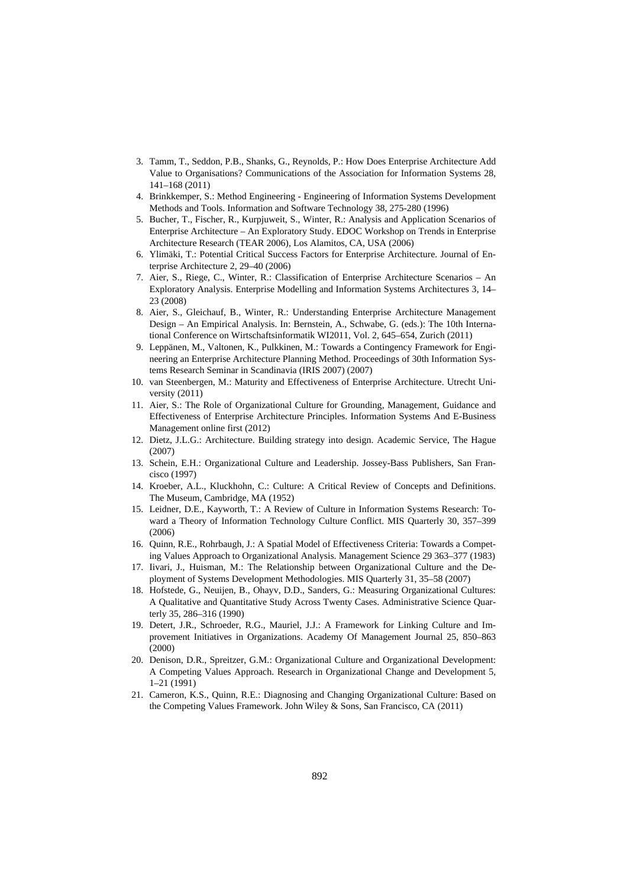3. Tamm, T., Seddon, P.B., Shanks, G., Reynolds, P.: How Does Enterprise Architecture Add Value to Organisations? Communications of the Association for Information Systems 28, 141–168 (2011)
4. Brinkkemper, S.: Method Engineering - Engineering of Information Systems Development Methods and Tools. Information and Software Technology 38, 275-280 (1996)
5. Bucher, T., Fischer, R., Kurpjuweit, S., Winter, R.: Analysis and Application Scenarios of Enterprise Architecture – An Exploratory Study. EDOC Workshop on Trends in Enterprise Architecture Research (TEAR 2006), Los Alamitos, CA, USA (2006)
6. Ylimäki, T.: Potential Critical Success Factors for Enterprise Architecture. Journal of Enterprise Architecture 2, 29–40 (2006)
7. Aier, S., Riege, C., Winter, R.: Classification of Enterprise Architecture Scenarios – An Exploratory Analysis. Enterprise Modelling and Information Systems Architectures 3, 14–23 (2008)
8. Aier, S., Gleichauf, B., Winter, R.: Understanding Enterprise Architecture Management Design – An Empirical Analysis. In: Bernstein, A., Schwabe, G. (eds.): The 10th International Conference on Wirtschaftsinformatik WI2011, Vol. 2, 645–654, Zurich (2011)
9. Leppänen, M., Valtonen, K., Pulkkinen, M.: Towards a Contingency Framework for Engineering an Enterprise Architecture Planning Method. Proceedings of 30th Information Systems Research Seminar in Scandinavia (IRIS 2007) (2007)
10. van Steenbergen, M.: Maturity and Effectiveness of Enterprise Architecture. Utrecht University (2011)
11. Aier, S.: The Role of Organizational Culture for Grounding, Management, Guidance and Effectiveness of Enterprise Architecture Principles. Information Systems And E-Business Management online first (2012)
12. Dietz, J.L.G.: Architecture. Building strategy into design. Academic Service, The Hague (2007)
13. Schein, E.H.: Organizational Culture and Leadership. Jossey-Bass Publishers, San Francisco (1997)
14. Kroeber, A.L., Kluckhohn, C.: Culture: A Critical Review of Concepts and Definitions. The Museum, Cambridge, MA (1952)
15. Leidner, D.E., Kayworth, T.: A Review of Culture in Information Systems Research: Toward a Theory of Information Technology Culture Conflict. MIS Quarterly 30, 357–399 (2006)
16. Quinn, R.E., Rohrbaugh, J.: A Spatial Model of Effectiveness Criteria: Towards a Competing Values Approach to Organizational Analysis. Management Science 29 363–377 (1983)
17. Iivari, J., Huisman, M.: The Relationship between Organizational Culture and the Deployment of Systems Development Methodologies. MIS Quarterly 31, 35–58 (2007)
18. Hofstede, G., Neuijen, B., Ohayv, D.D., Sanders, G.: Measuring Organizational Cultures: A Qualitative and Quantitative Study Across Twenty Cases. Administrative Science Quarterly 35, 286–316 (1990)
19. Detert, J.R., Schroeder, R.G., Mauriel, J.J.: A Framework for Linking Culture and Improvement Initiatives in Organizations. Academy Of Management Journal 25, 850–863 (2000)
20. Denison, D.R., Spreitzer, G.M.: Organizational Culture and Organizational Development: A Competing Values Approach. Research in Organizational Change and Development 5, 1–21 (1991)
21. Cameron, K.S., Quinn, R.E.: Diagnosing and Changing Organizational Culture: Based on the Competing Values Framework. John Wiley & Sons, San Francisco, CA (2011)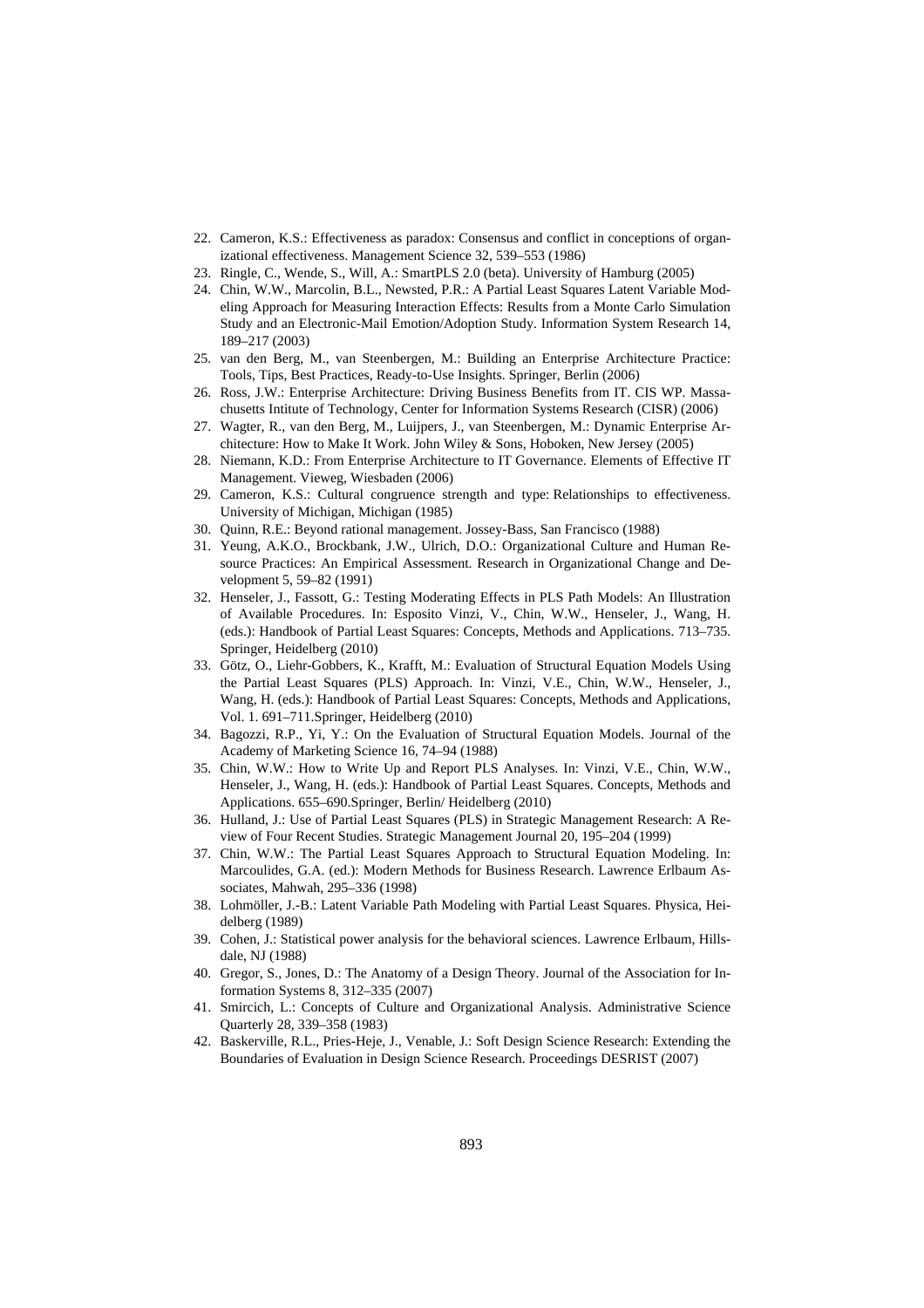22. Cameron, K.S.: Effectiveness as paradox: Consensus and conflict in conceptions of organizational effectiveness. Management Science 32, 539–553 (1986)
23. Ringle, C., Wende, S., Will, A.: SmartPLS 2.0 (beta). University of Hamburg (2005)
24. Chin, W.W., Marcolin, B.L., Newsted, P.R.: A Partial Least Squares Latent Variable Modeling Approach for Measuring Interaction Effects: Results from a Monte Carlo Simulation Study and an Electronic-Mail Emotion/Adoption Study. Information System Research 14, 189–217 (2003)
25. van den Berg, M., van Steenbergen, M.: Building an Enterprise Architecture Practice: Tools, Tips, Best Practices, Ready-to-Use Insights. Springer, Berlin (2006)
26. Ross, J.W.: Enterprise Architecture: Driving Business Benefits from IT. CIS WP. Massachusetts Intitute of Technology, Center for Information Systems Research (CISR) (2006)
27. Wagter, R., van den Berg, M., Luijpers, J., van Steenbergen, M.: Dynamic Enterprise Architecture: How to Make It Work. John Wiley & Sons, Hoboken, New Jersey (2005)
28. Niemann, K.D.: From Enterprise Architecture to IT Governance. Elements of Effective IT Management. Vieweg, Wiesbaden (2006)
29. Cameron, K.S.: Cultural congruence strength and type: Relationships to effectiveness. University of Michigan, Michigan (1985)
30. Quinn, R.E.: Beyond rational management. Jossey-Bass, San Francisco (1988)
31. Yeung, A.K.O., Brockbank, J.W., Ulrich, D.O.: Organizational Culture and Human Resource Practices: An Empirical Assessment. Research in Organizational Change and Development 5, 59–82 (1991)
32. Henseler, J., Fassott, G.: Testing Moderating Effects in PLS Path Models: An Illustration of Available Procedures. In: Esposito Vinzi, V., Chin, W.W., Henseler, J., Wang, H. (eds.): Handbook of Partial Least Squares: Concepts, Methods and Applications. 713–735. Springer, Heidelberg (2010)
33. Götz, O., Liehr-Gobbers, K., Krafft, M.: Evaluation of Structural Equation Models Using the Partial Least Squares (PLS) Approach. In: Vinzi, V.E., Chin, W.W., Henseler, J., Wang, H. (eds.): Handbook of Partial Least Squares: Concepts, Methods and Applications, Vol. 1. 691–711.Springer, Heidelberg (2010)
34. Bagozzi, R.P., Yi, Y.: On the Evaluation of Structural Equation Models. Journal of the Academy of Marketing Science 16, 74–94 (1988)
35. Chin, W.W.: How to Write Up and Report PLS Analyses. In: Vinzi, V.E., Chin, W.W., Henseler, J., Wang, H. (eds.): Handbook of Partial Least Squares. Concepts, Methods and Applications. 655–690.Springer, Berlin/ Heidelberg (2010)
36. Hulland, J.: Use of Partial Least Squares (PLS) in Strategic Management Research: A Review of Four Recent Studies. Strategic Management Journal 20, 195–204 (1999)
37. Chin, W.W.: The Partial Least Squares Approach to Structural Equation Modeling. In: Marcoulides, G.A. (ed.): Modern Methods for Business Research. Lawrence Erlbaum Associates, Mahwah, 295–336 (1998)
38. Lohmöller, J.-B.: Latent Variable Path Modeling with Partial Least Squares. Physica, Heidelberg (1989)
39. Cohen, J.: Statistical power analysis for the behavioral sciences. Lawrence Erlbaum, Hillsdale, NJ (1988)
40. Gregor, S., Jones, D.: The Anatomy of a Design Theory. Journal of the Association for Information Systems 8, 312–335 (2007)
41. Smircich, L.: Concepts of Culture and Organizational Analysis. Administrative Science Quarterly 28, 339–358 (1983)
42. Baskerville, R.L., Pries-Heje, J., Venable, J.: Soft Design Science Research: Extending the Boundaries of Evaluation in Design Science Research. Proceedings DESRIST (2007)